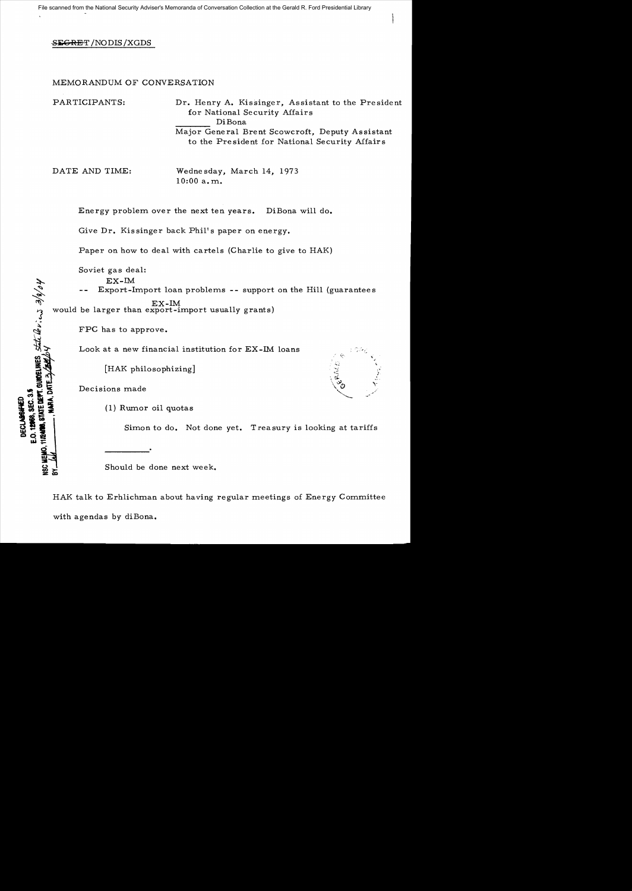File scanned from the National Security Adviser's Memoranda of Conversation Collection at the Gerald R. Ford Presidential Library

~~SECRET~~/NODIS/XGDS

MEMORANDUM OF CONVERSATION

PARTICIPANTS: Dr. Henry A. Kissinger, Assistant to the President for National Security Affairs
_______ DiBona
Major General Brent Scowcroft, Deputy Assistant to the President for National Security Affairs

DATE AND TIME: Wednesday, March 14, 1973
10:00 a.m.

Energy problem over the next ten years. DiBona will do.

Give Dr. Kissinger back Phil's paper on energy.

Paper on how to deal with cartels (Charlie to give to HAK)

Soviet gas deal:

-- Export-Import loan problems -- support on the Hill (guarantees would be larger than export-import usually grants)

FPC has to approve.

Look at a new financial institution for EX-IM loans

[HAK philosophizing]

Decisions made

(1) Rumor oil quotas

Simon to do. Not done yet. Treasury is looking at tariffs

_______.

Should be done next week.

HAK talk to Erhlichman about having regular meetings of Energy Committee with agendas by diBona.

DECLASSIFIED
E.O. 12958, SEC. 3.5
NSC MEMO, 11/24/98, STATE DEPT. GUIDELINES State Review 3/9/04
BY _______, NARA, DATE 3/__/04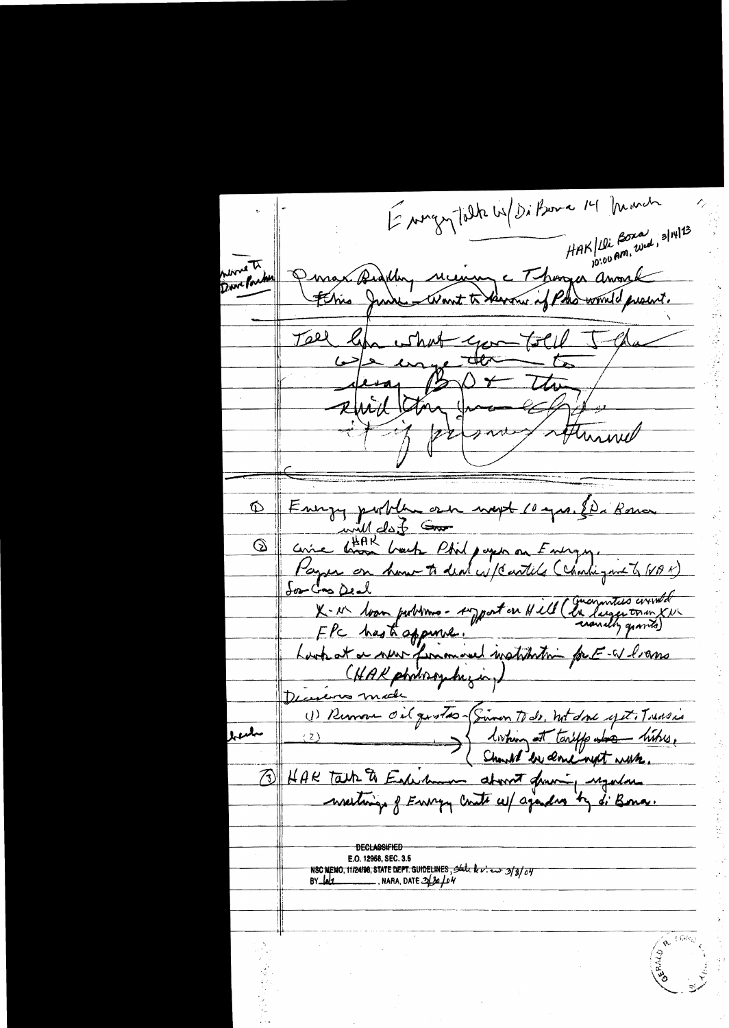Energy Talk w/ Di Bona 14 March

HAK / Di Bona, 10:00 AM, Wed, 3/14/73

memo to Dave Parker — Omar Bradley meeting c Thanger around Edna June — Want to know if Pres would present.

Tell him what you told I the w/ urge them to delay BDT they should stay [illegible] if [illegible] returned

1. Energy problem over next 10 yrs. {Di Bona will do} ~~Gov~~
2. Give ~~him~~ HAK back Phil paper on Energy.
   Paper on how to deal w/ Cartels (Chairing and to WAK)
   Sov Gas Deal
   X-M loan problems - support on Hill (Guarantees would be larger than XM usually grants)
   FPC has to approve.
   Look at a new financial institution for E-W loans (HAK philosophizing)
   Decisions made
   (1) Remove Oil quotas - Simon to do, but done yet; Timmons looking at tariffs also - likes. Should be done next week.
   (2) [back]
3. HAK talk to Ehrlichman about drawing regular meetings of Energy Cmte w/ agendas by di Bona.

DECLASSIFIED
E.O. 12958, SEC. 3.5
NSC MEMO, 11/24/98, STATE DEPT. GUIDELINES, State Rev. 3/8/04
BY lnt, NARA, DATE 3/30/04